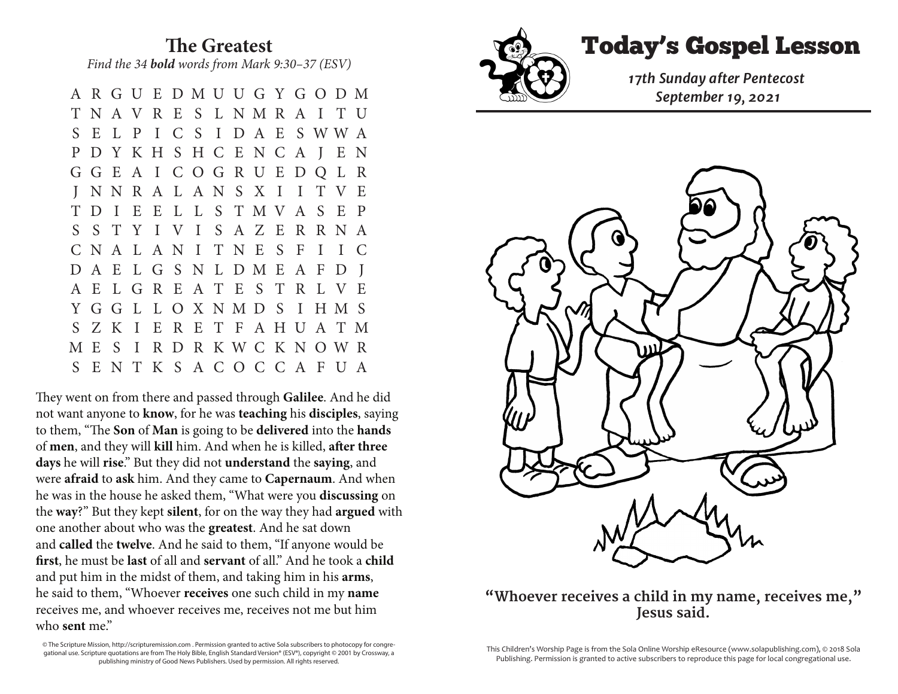## The Greatest

*Find the 34 **bold** words from Mark 9:30–37 (ESV)*

```
A R G U E D M U U G Y G O D M
T N A V R E S L N M R A I T U
S E L P I C S I D A E S W W A
P D Y K H S H C E N C A J E N
G G E A I C O G R U E D Q L R
J N N R A L A N S X I I T V E
T D I E E L L S T M V A S E P
S S T Y I V I S A Z E R R N A
C N A L A N I T N E S F I I C
D A E L G S N L D M E A F D J
A E L G R E A T E S T R L V E
Y G G L L O X N M D S I H M S
S Z K I E R E T F A H U A T M
M E S I R D R K W C K N O W R
S E N T K S A C O C C A F U A
```

They went on from there and passed through **Galilee**. And he did not want anyone to **know**, for he was **teaching** his **disciples**, saying to them, "The **Son** of **Man** is going to be **delivered** into the **hands** of **men**, and they will **kill** him. And when he is killed, **after three days** he will **rise**." But they did not **understand** the **saying**, and were **afraid** to **ask** him. And they came to **Capernaum**. And when he was in the house he asked them, "What were you **discussing** on the **way**?" But they kept **silent**, for on the way they had **argued** with one another about who was the **greatest**. And he sat down and **called** the **twelve**. And he said to them, "If anyone would be **first**, he must be **last** of all and **servant** of all." And he took a **child** and put him in the midst of them, and taking him in his **arms**, he said to them, "Whoever **receives** one such child in my **name** receives me, and whoever receives me, receives not me but him who **sent** me."

© The Scripture Mission, http://scripturemission.com . Permission granted to active Sola subscribers to photocopy for congregational use. Scripture quotations are from The Holy Bible, English Standard Version® (ESV®), copyright © 2001 by Crossway, a publishing ministry of Good News Publishers. Used by permission. All rights reserved.

# Today's Gospel Lesson

***17th Sunday after Pentecost***
***September 19, 2021***

**"Whoever receives a child in my name, receives me," Jesus said.**

This Children's Worship Page is from the Sola Online Worship eResource (www.solapublishing.com), © 2018 Sola Publishing. Permission is granted to active subscribers to reproduce this page for local congregational use.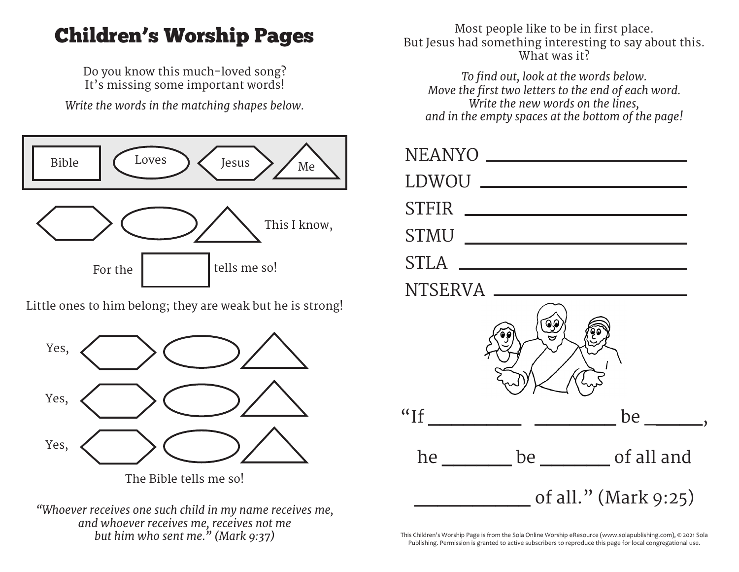# Children's Worship Pages

Do you know this much-loved song?
It's missing some important words!

*Write the words in the matching shapes below.*

Bible | Loves | Jesus | Me

\_\_\_\_\_ \_\_\_\_\_ \_\_\_\_\_ This I know,

For the \_\_\_\_\_ tells me so!

Little ones to him belong; they are weak but he is strong!

Yes, \_\_\_\_\_ \_\_\_\_\_ \_\_\_\_\_

Yes, \_\_\_\_\_ \_\_\_\_\_ \_\_\_\_\_

Yes, \_\_\_\_\_ \_\_\_\_\_ \_\_\_\_\_

The Bible tells me so!

*"Whoever receives one such child in my name receives me, and whoever receives me, receives not me but him who sent me." (Mark 9:37)*

Most people like to be in first place.
But Jesus had something interesting to say about this.
What was it?

*To find out, look at the words below.
Move the first two letters to the end of each word.
Write the new words on the lines,
and in the empty spaces at the bottom of the page!*

NEANYO \_\_\_\_\_\_\_\_\_\_\_\_\_\_\_\_

LDWOU \_\_\_\_\_\_\_\_\_\_\_\_\_\_\_\_

STFIR \_\_\_\_\_\_\_\_\_\_\_\_\_\_\_\_

STMU \_\_\_\_\_\_\_\_\_\_\_\_\_\_\_\_

STLA \_\_\_\_\_\_\_\_\_\_\_\_\_\_\_\_

NTSERVA \_\_\_\_\_\_\_\_\_\_\_\_\_\_\_\_

"If \_\_\_\_\_\_\_\_\_ \_\_\_\_\_\_\_\_ be \_\_\_\_\_\_,

he \_\_\_\_\_\_\_ be \_\_\_\_\_\_\_ of all and

\_\_\_\_\_\_\_\_\_\_\_\_ of all." (Mark 9:25)

This Children's Worship Page is from the Sola Online Worship eResource (www.solapublishing.com), © 2021 Sola Publishing. Permission is granted to active subscribers to reproduce this page for local congregational use.